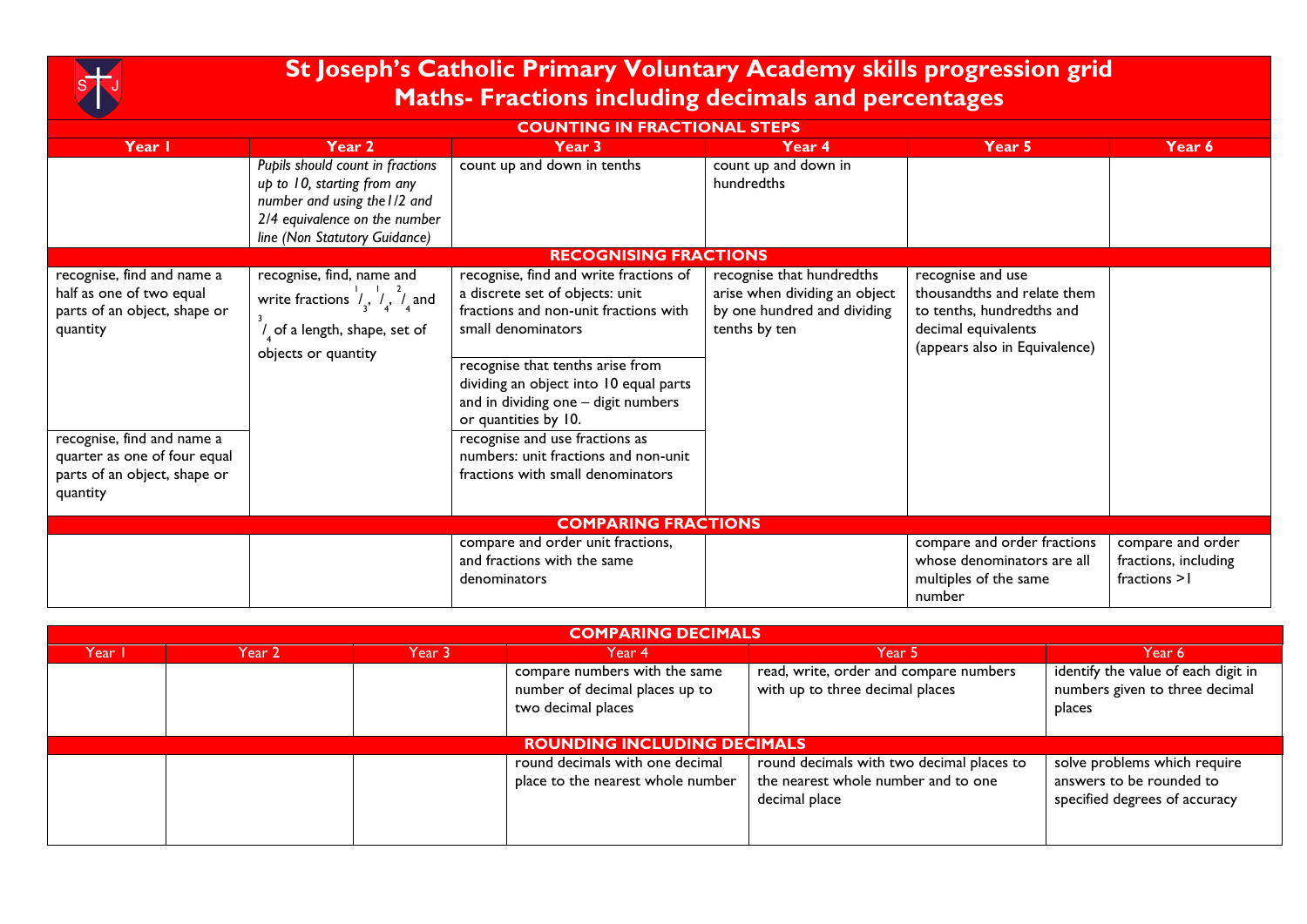# St Joseph's Catholic Primary Voluntary Academy skills progression grid
## Maths- Fractions including decimals and percentages

| Year 1 | Year 2 | Year 3 | Year 4 | Year 5 | Year 6 |
|---|---|---|---|---|---|
| **COUNTING IN FRACTIONAL STEPS** | | | | | |
| | *Pupils should count in fractions up to 10, starting from any number and using the1/2 and 2/4 equivalence on the number line (Non Statutory Guidance)* | count up and down in tenths | count up and down in hundredths | | |
| **RECOGNISING FRACTIONS** | | | | | |
| recognise, find and name a half as one of two equal parts of an object, shape or quantity<br><br>recognise, find and name a quarter as one of four equal parts of an object, shape or quantity | recognise, find, name and write fractions $\frac{1}{3}$, $\frac{1}{4}$, $\frac{2}{4}$ and $\frac{3}{4}$ of a length, shape, set of objects or quantity | recognise, find and write fractions of a discrete set of objects: unit fractions and non-unit fractions with small denominators<br><br>recognise that tenths arise from dividing an object into 10 equal parts and in dividing one – digit numbers or quantities by 10.<br><br>recognise and use fractions as numbers: unit fractions and non-unit fractions with small denominators | recognise that hundredths arise when dividing an object by one hundred and dividing tenths by ten | recognise and use thousandths and relate them to tenths, hundredths and decimal equivalents (appears also in Equivalence) | |
| **COMPARING FRACTIONS** | | | | | |
| | | compare and order unit fractions, and fractions with the same denominators | | compare and order fractions whose denominators are all multiples of the same number | compare and order fractions, including fractions >1 |

| Year 1 | Year 2 | Year 3 | Year 4 | Year 5 | Year 6 |
|---|---|---|---|---|---|
| **COMPARING DECIMALS** | | | | | |
| | | | compare numbers with the same number of decimal places up to two decimal places | read, write, order and compare numbers with up to three decimal places | identify the value of each digit in numbers given to three decimal places |
| **ROUNDING INCLUDING DECIMALS** | | | | | |
| | | | round decimals with one decimal place to the nearest whole number | round decimals with two decimal places to the nearest whole number and to one decimal place | solve problems which require answers to be rounded to specified degrees of accuracy |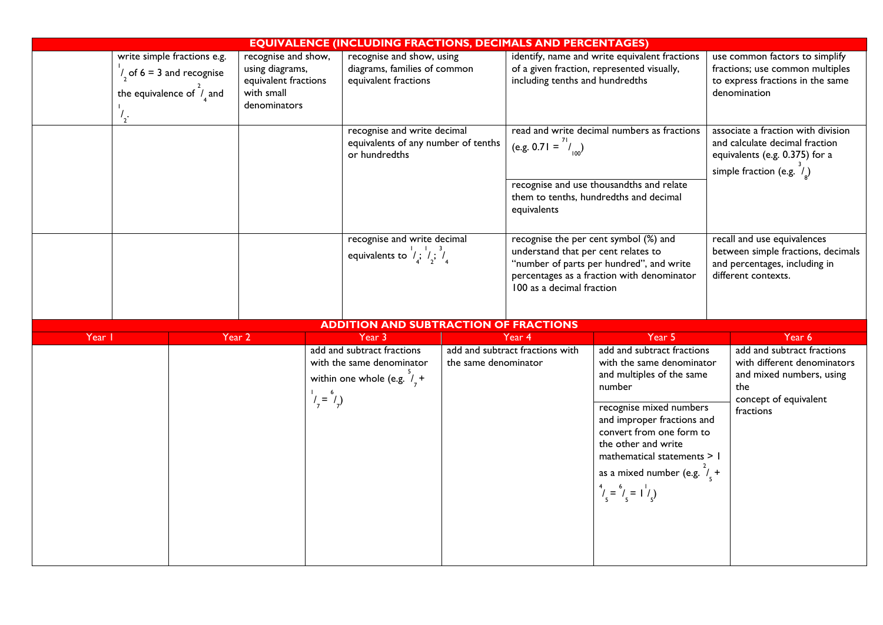| EQUIVALENCE (INCLUDING FRACTIONS, DECIMALS AND PERCENTAGES) | | | | | |
|---|---|---|---|---|---|
| | write simple fractions e.g. $^1/_2$ of 6 = 3 and recognise the equivalence of $^2/_4$ and $^1/_2$. | recognise and show, using diagrams, equivalent fractions with small denominators | recognise and show, using diagrams, families of common equivalent fractions | identify, name and write equivalent fractions of a given fraction, represented visually, including tenths and hundredths | use common factors to simplify fractions; use common multiples to express fractions in the same denomination |
| | | | recognise and write decimal equivalents of any number of tenths or hundredths | read and write decimal numbers as fractions (e.g. 0.71 = $^{71}/_{100}$)<br><br>recognise and use thousandths and relate them to tenths, hundredths and decimal equivalents | associate a fraction with division and calculate decimal fraction equivalents (e.g. 0.375) for a simple fraction (e.g. $^3/_8$) |
| | | | recognise and write decimal equivalents to $^1/_4$; $^1/_2$; $^3/_4$ | recognise the per cent symbol (%) and understand that per cent relates to "number of parts per hundred", and write percentages as a fraction with denominator 100 as a decimal fraction | recall and use equivalences between simple fractions, decimals and percentages, including in different contexts. |

| ADDITION AND SUBTRACTION OF FRACTIONS | | | | | |
|---|---|---|---|---|---|
| Year 1 | Year 2 | Year 3 | Year 4 | Year 5 | Year 6 |
| | | add and subtract fractions with the same denominator within one whole (e.g. $^5/_7$ + $^1/_7$ = $^6/_7$) | add and subtract fractions with the same denominator | add and subtract fractions with the same denominator and multiples of the same number<br><br>recognise mixed numbers and improper fractions and convert from one form to the other and write mathematical statements > 1 as a mixed number (e.g. $^2/_5$ + $^4/_5$ = $^6/_5$ = 1 $^1/_5$) | add and subtract fractions with different denominators and mixed numbers, using the concept of equivalent fractions |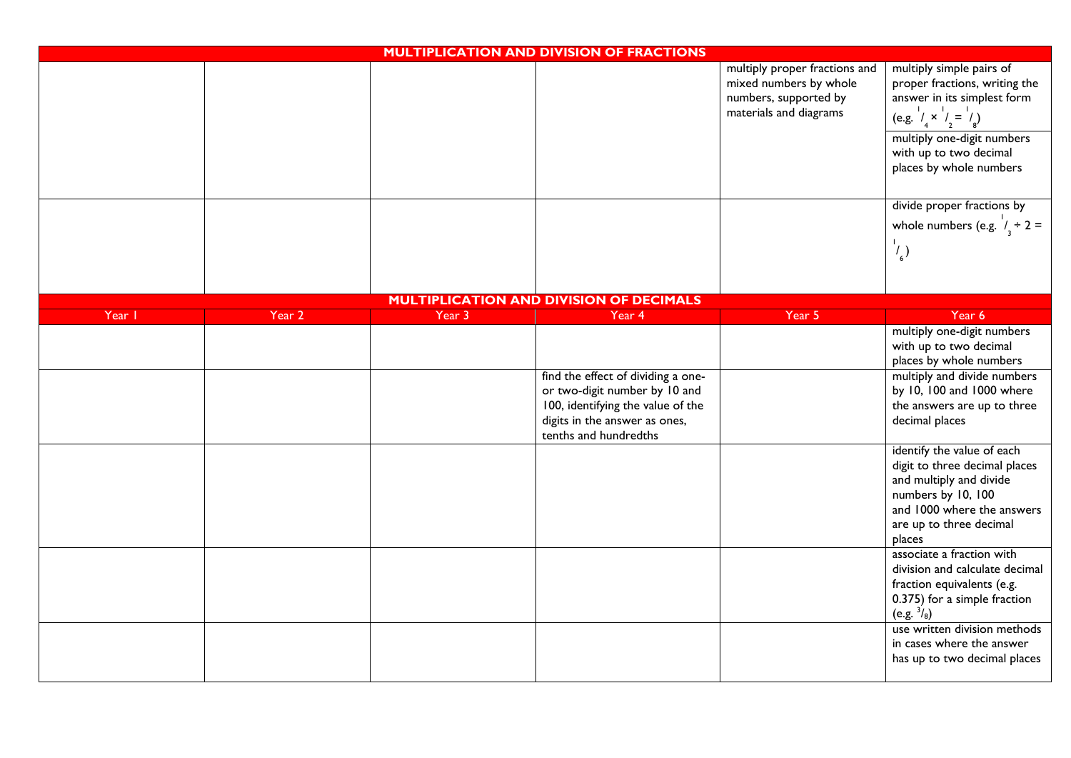## MULTIPLICATION AND DIVISION OF FRACTIONS

| | | | | | |
|---|---|---|---|---|---|
| | | | | multiply proper fractions and mixed numbers by whole numbers, supported by materials and diagrams | multiply simple pairs of proper fractions, writing the answer in its simplest form (e.g. $\frac{1}{4} \times \frac{1}{2} = \frac{1}{8}$)<br>multiply one-digit numbers with up to two decimal places by whole numbers |
| | | | | | divide proper fractions by whole numbers (e.g. $\frac{1}{3} \div 2 = \frac{1}{6}$) |

## MULTIPLICATION AND DIVISION OF DECIMALS

| Year 1 | Year 2 | Year 3 | Year 4 | Year 5 | Year 6 |
|---|---|---|---|---|---|
| | | | | | multiply one-digit numbers with up to two decimal places by whole numbers |
| | | | find the effect of dividing a one- or two-digit number by 10 and 100, identifying the value of the digits in the answer as ones, tenths and hundredths | | multiply and divide numbers by 10, 100 and 1000 where the answers are up to three decimal places |
| | | | | | identify the value of each digit to three decimal places and multiply and divide numbers by 10, 100 and 1000 where the answers are up to three decimal places |
| | | | | | associate a fraction with division and calculate decimal fraction equivalents (e.g. 0.375) for a simple fraction (e.g. $\frac{3}{8}$) |
| | | | | | use written division methods in cases where the answer has up to two decimal places |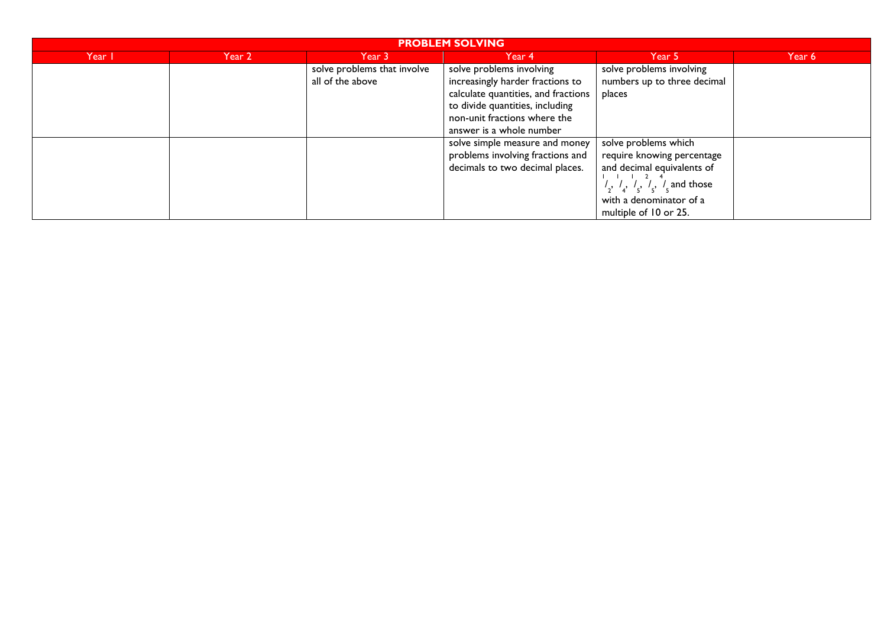| PROBLEM SOLVING | | | | | |
|---|---|---|---|---|---|
| Year 1 | Year 2 | Year 3 | Year 4 | Year 5 | Year 6 |
| | | solve problems that involve all of the above | solve problems involving increasingly harder fractions to calculate quantities, and fractions to divide quantities, including non-unit fractions where the answer is a whole number | solve problems involving numbers up to three decimal places | |
| | | | solve simple measure and money problems involving fractions and decimals to two decimal places. | solve problems which require knowing percentage and decimal equivalents of $\frac{1}{2}$, $\frac{1}{4}$, $\frac{1}{5}$, $\frac{2}{5}$, $\frac{4}{5}$ and those with a denominator of a multiple of 10 or 25. | |